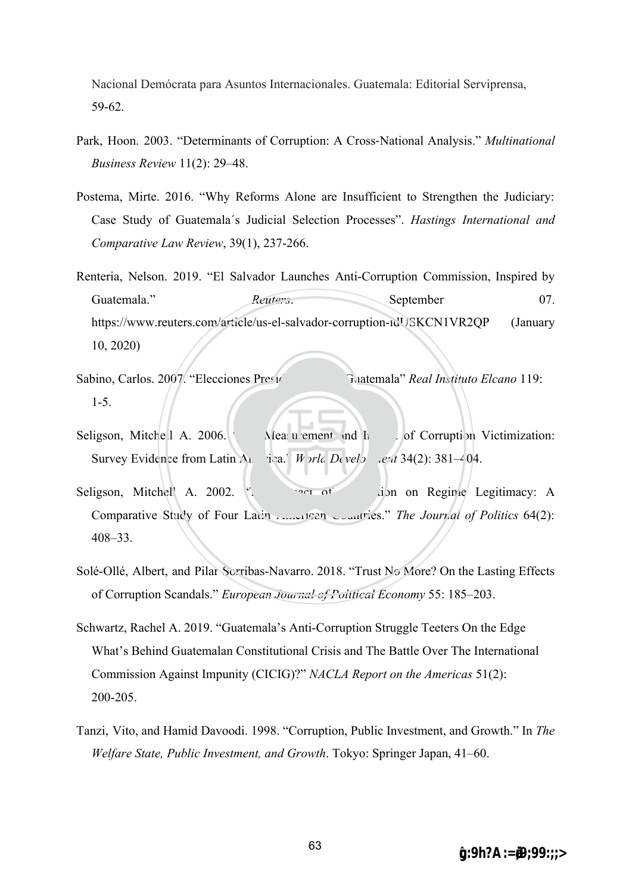Nacional Demócrata para Asuntos Internacionales. Guatemala: Editorial Serviprensa, 59-62.

Park, Hoon. 2003. "Determinants of Corruption: A Cross-National Analysis." *Multinational Business Review* 11(2): 29–48.

Postema, Mirte. 2016. "Why Reforms Alone are Insufficient to Strengthen the Judiciary: Case Study of Guatemala´s Judicial Selection Processes". *Hastings International and Comparative Law Review*, 39(1), 237-266.

Renteria, Nelson. 2019. "El Salvador Launches Anti-Corruption Commission, Inspired by Guatemala." *Reuters*. September 07. https://www.reuters.com/article/us-el-salvador-corruption-idUSKCN1VR2QP (January 10, 2020)

Sabino, Carlos. 2007. "Elecciones Presidenciales en Guatemala" *Real Instituto Elcano* 119: 1-5.

Seligson, Mitchell A. 2006. "The Measurement and Impact of Corruption Victimization: Survey Evidence from Latin America." *World Development* 34(2): 381–404.

Seligson, Mitchell A. 2002. "The Impact of Corruption on Regime Legitimacy: A Comparative Study of Four Latin American Countries." *The Journal of Politics* 64(2): 408–33.

Solé-Ollé, Albert, and Pilar Sorribas-Navarro. 2018. "Trust No More? On the Lasting Effects of Corruption Scandals." *European Journal of Political Economy* 55: 185–203.

Schwartz, Rachel A. 2019. "Guatemala's Anti-Corruption Struggle Teeters On the Edge What's Behind Guatemalan Constitutional Crisis and The Battle Over The International Commission Against Impunity (CICIG)?" *NACLA Report on the Americas* 51(2): 200-205.

Tanzi, Vito, and Hamid Davoodi. 1998. "Corruption, Public Investment, and Growth." In *The Welfare State, Public Investment, and Growth*. Tokyo: Springer Japan, 41–60.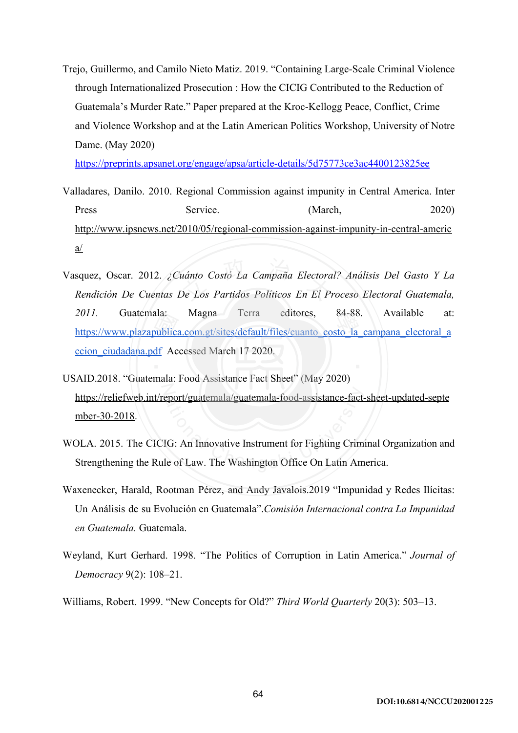Trejo, Guillermo, and Camilo Nieto Matiz. 2019. “Containing Large-Scale Criminal Violence through Internationalized Prosecution : How the CICIG Contributed to the Reduction of Guatemala’s Murder Rate.” Paper prepared at the Kroc-Kellogg Peace, Conflict, Crime and Violence Workshop and at the Latin American Politics Workshop, University of Notre Dame. (May 2020) https://preprints.apsanet.org/engage/apsa/article-details/5d75773ce3ac4400123825ee

Valladares, Danilo. 2010. Regional Commission against impunity in Central America. Inter Press Service. (March, 2020) http://www.ipsnews.net/2010/05/regional-commission-against-impunity-in-central-america/

Vasquez, Oscar. 2012. *¿Cuánto Costó La Campaña Electoral? Análisis Del Gasto Y La Rendición De Cuentas De Los Partidos Políticos En El Proceso Electoral Guatemala, 2011.* Guatemala: Magna Terra editores, 84-88. Available at: https://www.plazapublica.com.gt/sites/default/files/cuanto_costo_la_campana_electoral_accion_ciudadana.pdf Accessed March 17 2020.

USAID.2018. “Guatemala: Food Assistance Fact Sheet” (May 2020) https://reliefweb.int/report/guatemala/guatemala-food-assistance-fact-sheet-updated-september-30-2018.

WOLA. 2015. The CICIG: An Innovative Instrument for Fighting Criminal Organization and Strengthening the Rule of Law. The Washington Office On Latin America.

Waxenecker, Harald, Rootman Pérez, and Andy Javalois.2019 “Impunidad y Redes Ilícitas: Un Análisis de su Evolución en Guatemala”.*Comisión Internacional contra La Impunidad en Guatemala.* Guatemala.

Weyland, Kurt Gerhard. 1998. “The Politics of Corruption in Latin America.” *Journal of Democracy* 9(2): 108–21.

Williams, Robert. 1999. “New Concepts for Old?” *Third World Quarterly* 20(3): 503–13.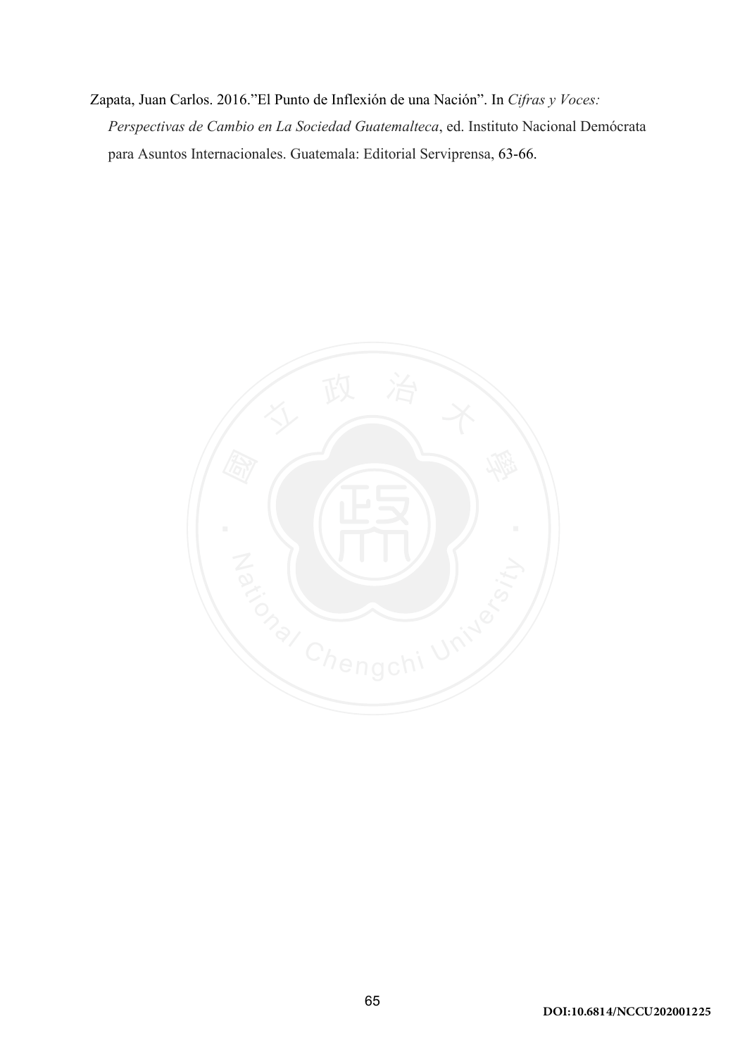Zapata, Juan Carlos. 2016.”El Punto de Inflexión de una Nación”. In *Cifras y Voces: Perspectivas de Cambio en La Sociedad Guatemalteca*, ed. Instituto Nacional Demócrata para Asuntos Internacionales. Guatemala: Editorial Serviprensa, 63-66.